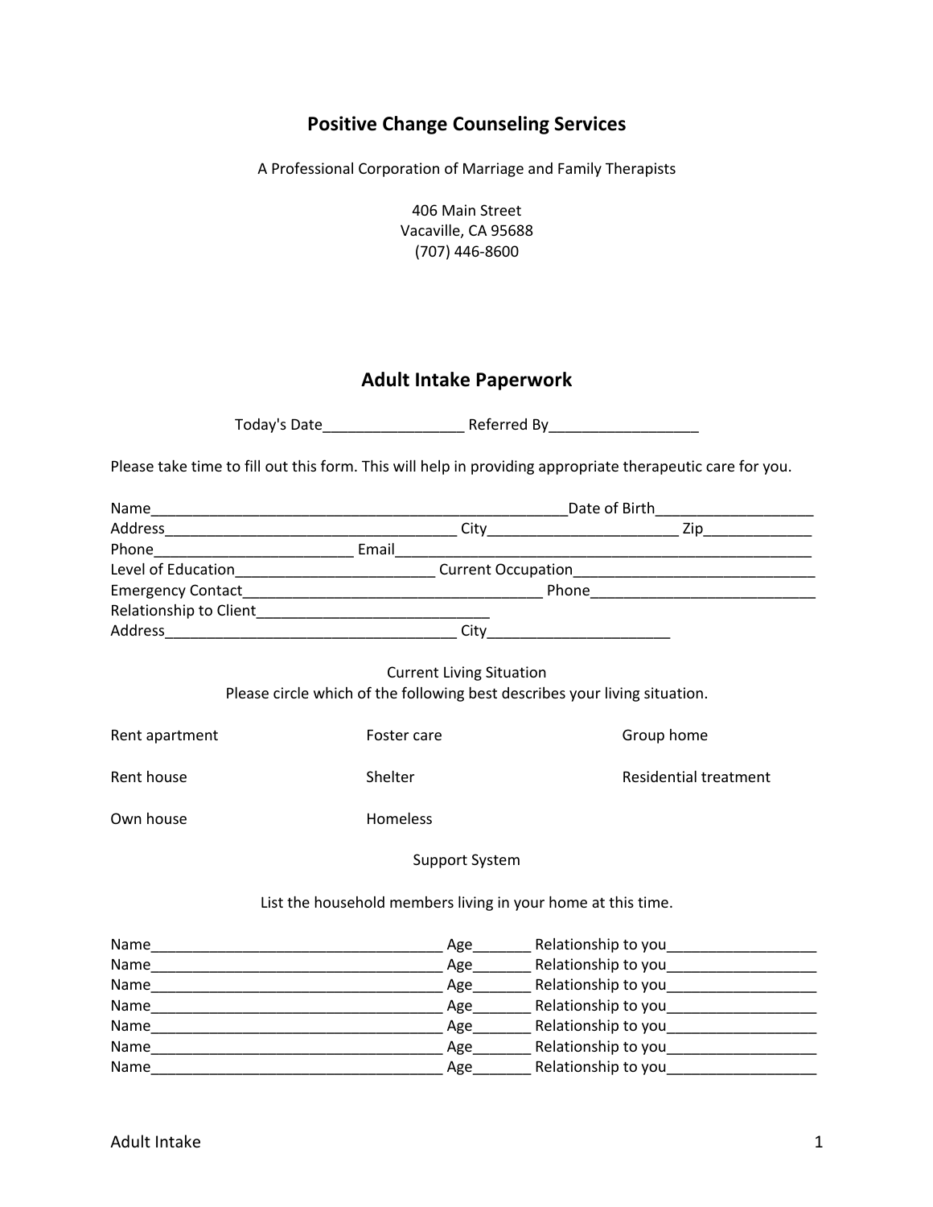# Positive Change Counseling Services

A Professional Corporation of Marriage and Family Therapists

406 Main Street
Vacaville, CA 95688
(707) 446-8600

## Adult Intake Paperwork

Today's Date_________________ Referred By__________________

Please take time to fill out this form. This will help in providing appropriate therapeutic care for you.

Name____________________________________________________Date of Birth___________________
Address____________________________________ City_______________________ Zip_____________
Phone_________________________ Email____________________________________________________
Level of Education_________________________ Current Occupation_____________________________
Emergency Contact____________________________________ Phone___________________________
Relationship to Client____________________________
Address____________________________________ City______________________

Current Living Situation
Please circle which of the following best describes your living situation.

Rent apartment — Foster care — Group home

Rent house — Shelter — Residential treatment

Own house — Homeless

Support System

List the household members living in your home at this time.

Name____________________________________ Age_______ Relationship to you__________________
Name____________________________________ Age_______ Relationship to you__________________
Name____________________________________ Age_______ Relationship to you__________________
Name____________________________________ Age_______ Relationship to you__________________
Name____________________________________ Age_______ Relationship to you__________________
Name____________________________________ Age_______ Relationship to you__________________
Name____________________________________ Age_______ Relationship to you__________________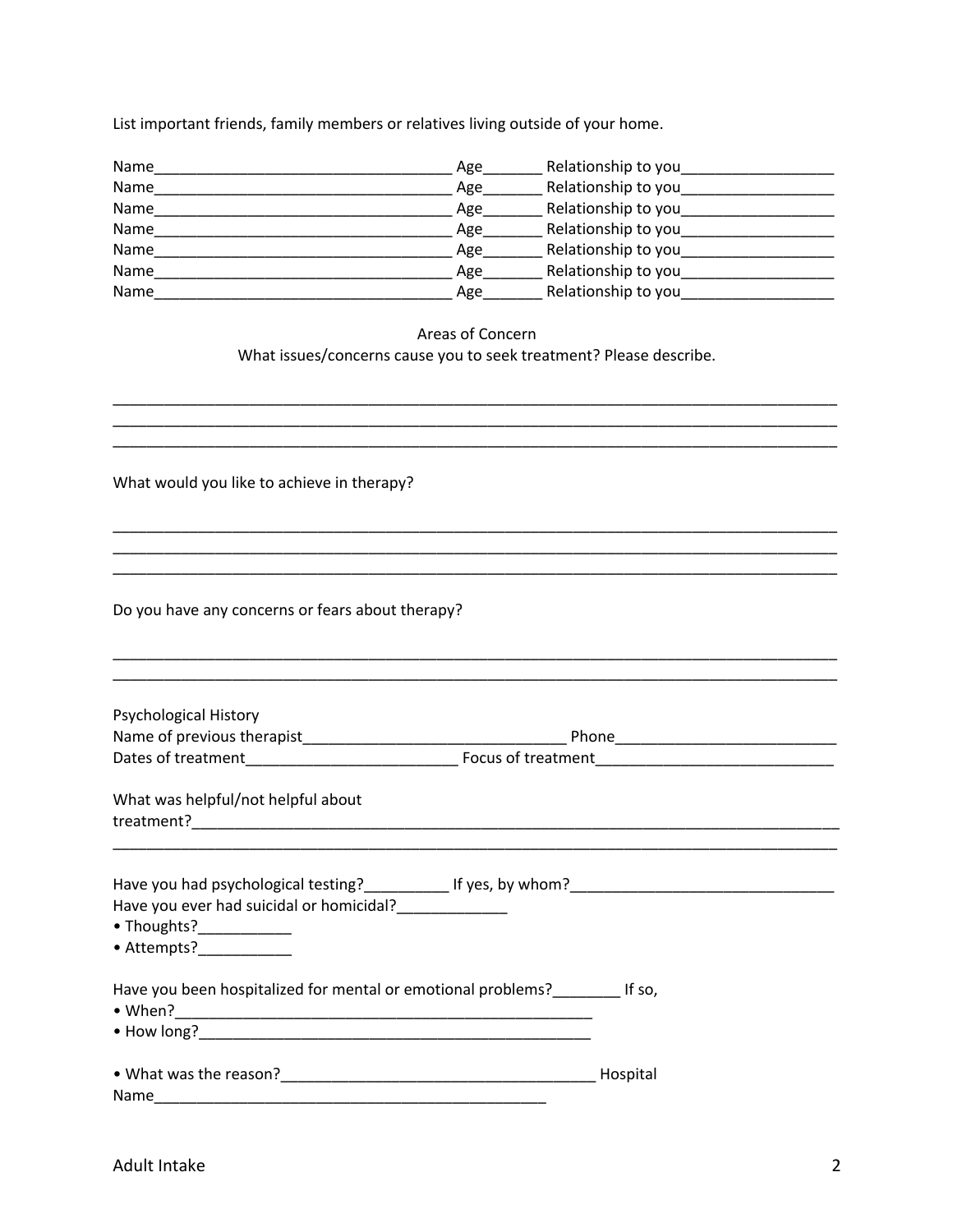List important friends, family members or relatives living outside of your home.

Name___________________________________ Age_______ Relationship to you__________________
Name___________________________________ Age_______ Relationship to you__________________
Name___________________________________ Age_______ Relationship to you__________________
Name___________________________________ Age_______ Relationship to you__________________
Name___________________________________ Age_______ Relationship to you__________________
Name___________________________________ Age_______ Relationship to you__________________
Name___________________________________ Age_______ Relationship to you__________________

Areas of Concern

What issues/concerns cause you to seek treatment? Please describe.

_____________________________________________________________________________________
_____________________________________________________________________________________
_____________________________________________________________________________________

What would you like to achieve in therapy?

_____________________________________________________________________________________
_____________________________________________________________________________________
_____________________________________________________________________________________

Do you have any concerns or fears about therapy?

_____________________________________________________________________________________
_____________________________________________________________________________________

Psychological History

Name of previous therapist________________________________ Phone__________________________

Dates of treatment_________________________ Focus of treatment____________________________

What was helpful/not helpful about treatment?_________________________________________________________________
_____________________________________________________________________________________

Have you had psychological testing?__________ If yes, by whom?_______________________________

Have you ever had suicidal or homicidal?_____________

- Thoughts?___________
- Attempts?___________

Have you been hospitalized for mental or emotional problems?________ If so,

- When?__________________________________________________
- How long?_______________________________________________
- What was the reason?_____________________________________ Hospital Name______________________________________________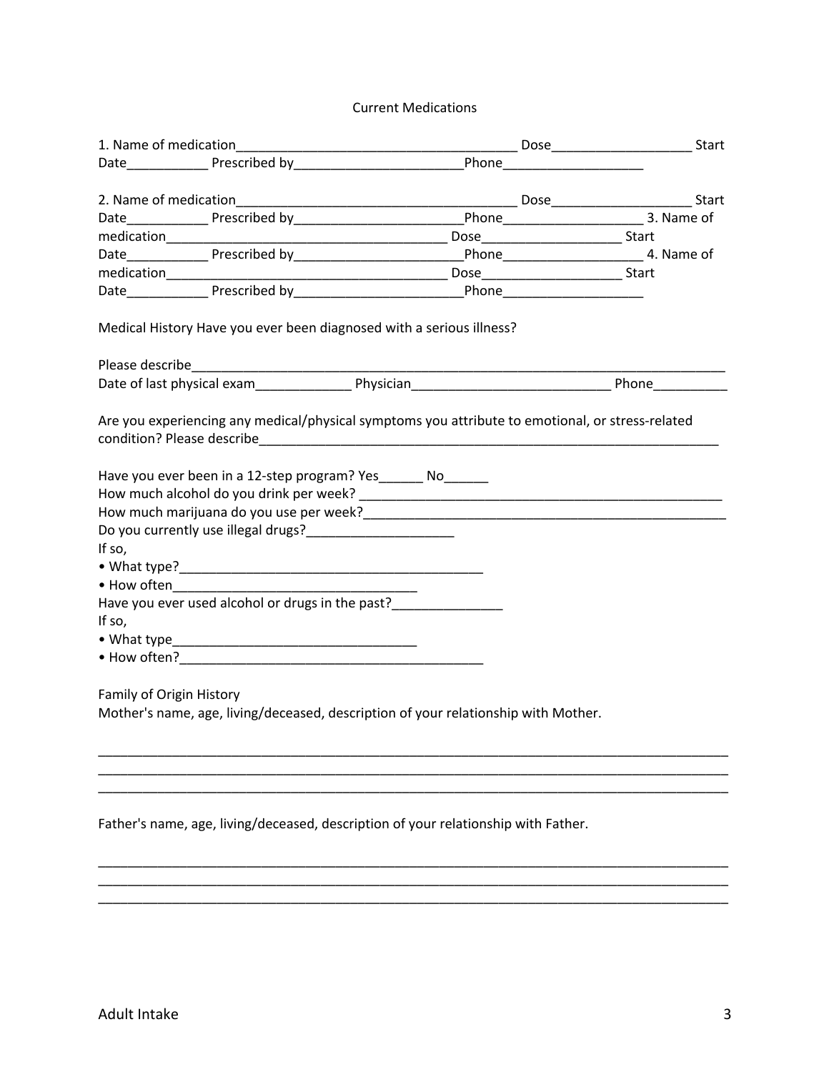Current Medications

1. Name of medication_______________________________________ Dose___________________ Start Date___________ Prescribed by_______________________Phone___________________

2. Name of medication_______________________________________ Dose___________________ Start Date___________ Prescribed by_______________________Phone___________________ 3. Name of medication_______________________________________ Dose___________________ Start Date___________ Prescribed by_______________________Phone___________________ 4. Name of medication_______________________________________ Dose___________________ Start Date___________ Prescribed by_______________________Phone___________________

Medical History Have you ever been diagnosed with a serious illness?

Please describe___________________________________________________________________________
Date of last physical exam_____________ Physician___________________________ Phone__________

Are you experiencing any medical/physical symptoms you attribute to emotional, or stress-related condition? Please describe_________________________________________________________________

Have you ever been in a 12-step program? Yes______ No______
How much alcohol do you drink per week? ___________________________________________________
How much marijuana do you use per week?___________________________________________________
Do you currently use illegal drugs?____________________
If so,
- What type?_________________________________________
- How often_________________________________
Have you ever used alcohol or drugs in the past?_______________
If so,
- What type_________________________________
- How often?_________________________________________

Family of Origin History
Mother's name, age, living/deceased, description of your relationship with Mother.

_____________________________________________________________________________________
_____________________________________________________________________________________
_____________________________________________________________________________________

Father's name, age, living/deceased, description of your relationship with Father.

_____________________________________________________________________________________
_____________________________________________________________________________________
_____________________________________________________________________________________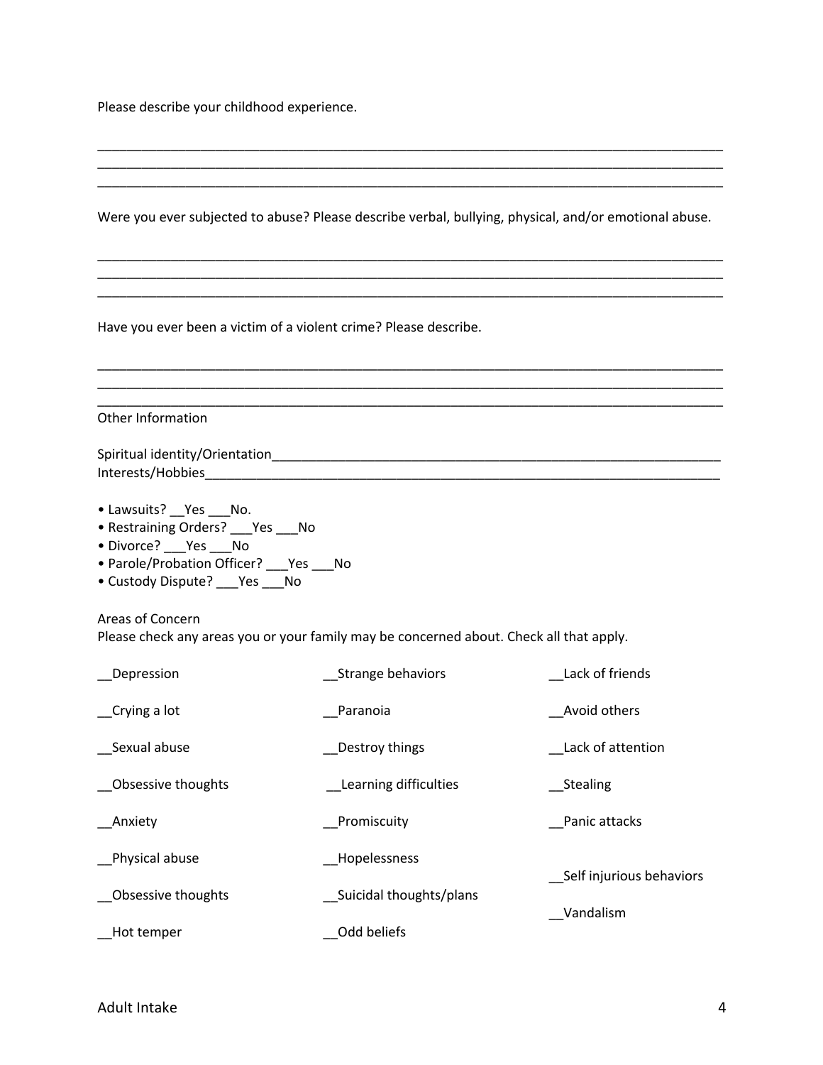Please describe your childhood experience.

______________________________________________________________________________
______________________________________________________________________________
______________________________________________________________________________

Were you ever subjected to abuse? Please describe verbal, bullying, physical, and/or emotional abuse.

______________________________________________________________________________
______________________________________________________________________________
______________________________________________________________________________

Have you ever been a victim of a violent crime? Please describe.

______________________________________________________________________________
______________________________________________________________________________
______________________________________________________________________________

Other Information

Spiritual identity/Orientation______________________________________________________________
Interests/Hobbies__________________________________________________________________________

- Lawsuits? __Yes ___No.
- Restraining Orders? ___Yes ___No
- Divorce? ___Yes ___No
- Parole/Probation Officer? ___Yes ___No
- Custody Dispute? ___Yes ___No

Areas of Concern

Please check any areas you or your family may be concerned about. Check all that apply.

| | | |
|---|---|---|
| __Depression | __Strange behaviors | __Lack of friends |
| __Crying a lot | __Paranoia | __Avoid others |
| __Sexual abuse | __Destroy things | __Lack of attention |
| __Obsessive thoughts | __Learning difficulties | __Stealing |
| __Anxiety | __Promiscuity | __Panic attacks |
| __Physical abuse | __Hopelessness | __Self injurious behaviors |
| __Obsessive thoughts | __Suicidal thoughts/plans | __Vandalism |
| __Hot temper | __Odd beliefs | |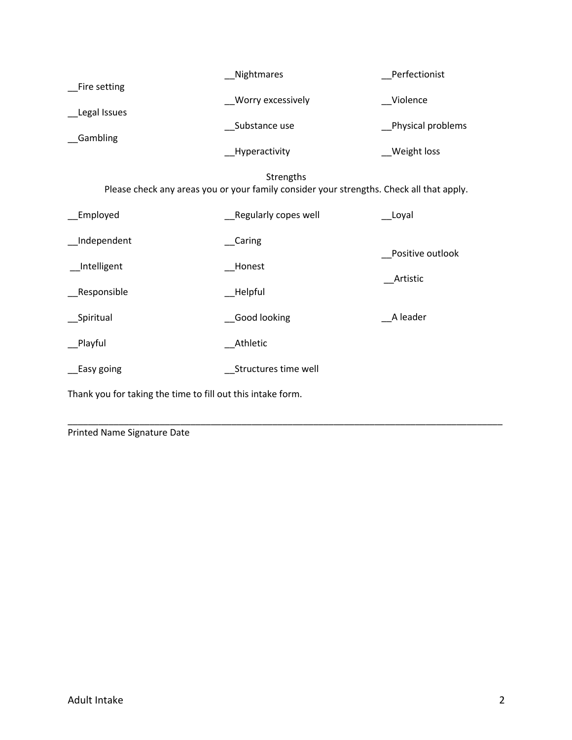__Fire setting

__Legal Issues

__Gambling

__Nightmares

__Worry excessively

__Substance use

__Hyperactivity

__Perfectionist

__Violence

__Physical problems

__Weight loss

Strengths

Please check any areas you or your family consider your strengths. Check all that apply.

__Employed

__Independent

__Intelligent

__Responsible

__Spiritual

__Playful

__Easy going

__Regularly copes well

__Caring

__Honest

__Helpful

__Good looking

__Athletic

__Structures time well

__Loyal

__Positive outlook

__Artistic

__A leader

Thank you for taking the time to fill out this intake form.

_______________________________________________________________________________

Printed Name Signature Date